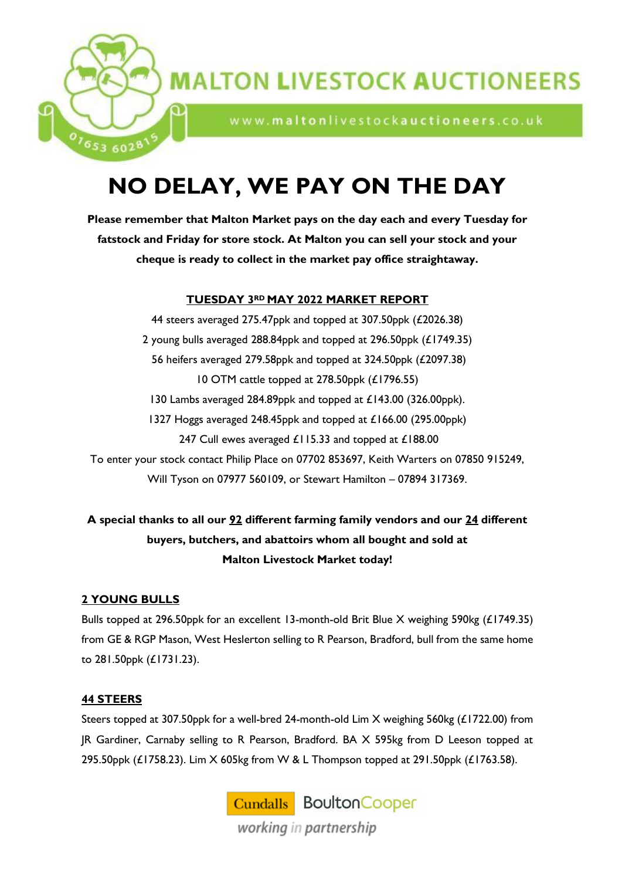# MALTON LIVESTOCK AUCTIONEERS

www.maltonlivestockauctioneers.co.uk

01653 602815

# NO DELAY, WE PAY ON THE DAY

**Please remember that Malton Market pays on the day each and every Tuesday for fatstock and Friday for store stock. At Malton you can sell your stock and your cheque is ready to collect in the market pay office straightaway.**

**TUESDAY 3RD MAY 2022 MARKET REPORT**

44 steers averaged 275.47ppk and topped at 307.50ppk (£2026.38)
2 young bulls averaged 288.84ppk and topped at 296.50ppk (£1749.35)
56 heifers averaged 279.58ppk and topped at 324.50ppk (£2097.38)
10 OTM cattle topped at 278.50ppk (£1796.55)
130 Lambs averaged 284.89ppk and topped at £143.00 (326.00ppk).
1327 Hoggs averaged 248.45ppk and topped at £166.00 (295.00ppk)
247 Cull ewes averaged £115.33 and topped at £188.00
To enter your stock contact Philip Place on 07702 853697, Keith Warters on 07850 915249, Will Tyson on 07977 560109, or Stewart Hamilton – 07894 317369.

**A special thanks to all our 92 different farming family vendors and our 24 different buyers, butchers, and abattoirs whom all bought and sold at Malton Livestock Market today!**

**2 YOUNG BULLS**

Bulls topped at 296.50ppk for an excellent 13-month-old Brit Blue X weighing 590kg (£1749.35) from GE & RGP Mason, West Heslerton selling to R Pearson, Bradford, bull from the same home to 281.50ppk (£1731.23).

**44 STEERS**

Steers topped at 307.50ppk for a well-bred 24-month-old Lim X weighing 560kg (£1722.00) from JR Gardiner, Carnaby selling to R Pearson, Bradford. BA X 595kg from D Leeson topped at 295.50ppk (£1758.23). Lim X 605kg from W & L Thompson topped at 291.50ppk (£1763.58).

Cundalls BoultonCooper
*working in partnership*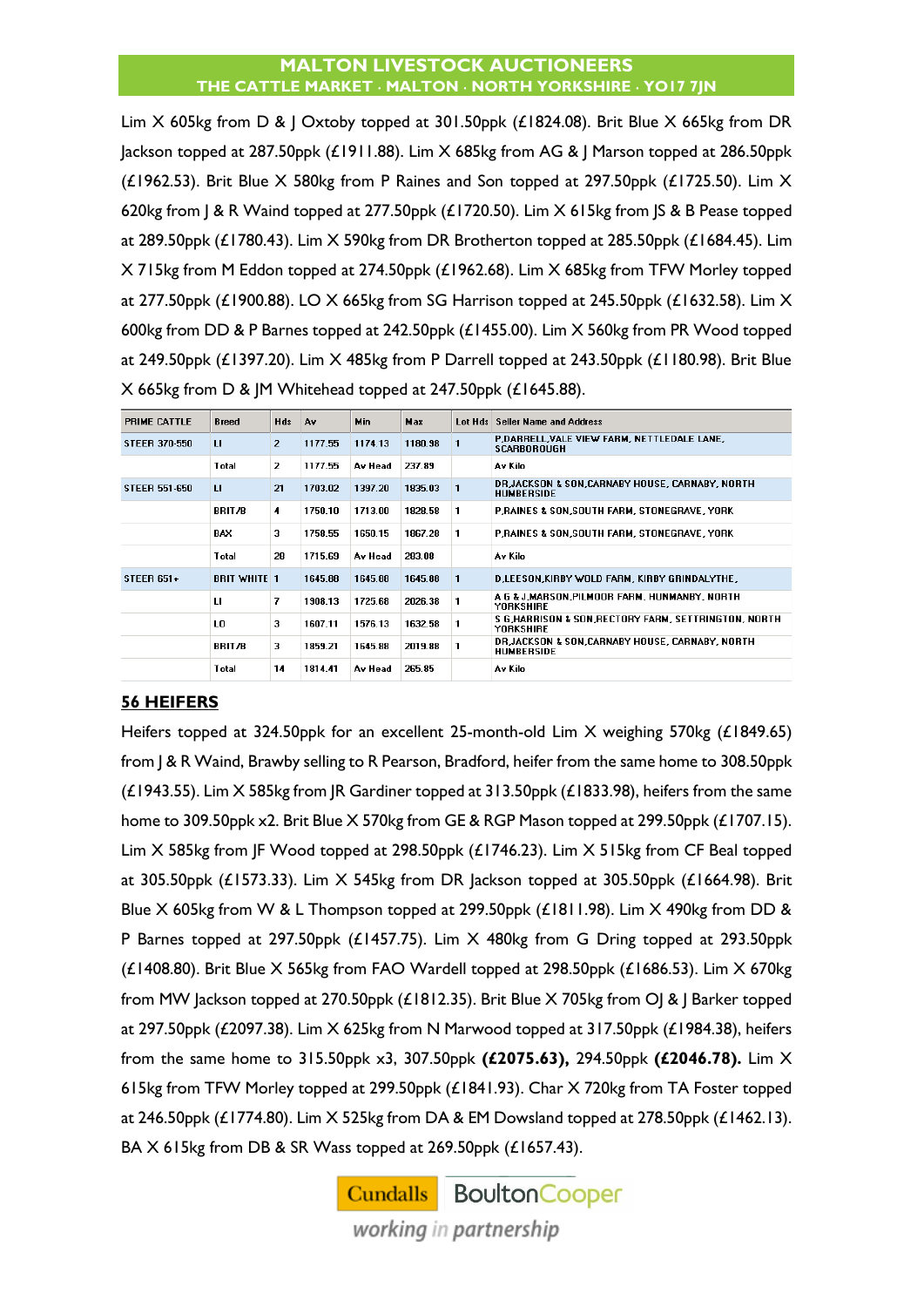Lim X 605kg from D & J Oxtoby topped at 301.50ppk (£1824.08). Brit Blue X 665kg from DR Jackson topped at 287.50ppk (£1911.88). Lim X 685kg from AG & J Marson topped at 286.50ppk (£1962.53). Brit Blue X 580kg from P Raines and Son topped at 297.50ppk (£1725.50). Lim X 620kg from J & R Waind topped at 277.50ppk (£1720.50). Lim X 615kg from JS & B Pease topped at 289.50ppk (£1780.43). Lim X 590kg from DR Brotherton topped at 285.50ppk (£1684.45). Lim X 715kg from M Eddon topped at 274.50ppk (£1962.68). Lim X 685kg from TFW Morley topped at 277.50ppk (£1900.88). LO X 665kg from SG Harrison topped at 245.50ppk (£1632.58). Lim X 600kg from DD & P Barnes topped at 242.50ppk (£1455.00). Lim X 560kg from PR Wood topped at 249.50ppk (£1397.20). Lim X 485kg from P Darrell topped at 243.50ppk (£1180.98). Brit Blue X 665kg from D & JM Whitehead topped at 247.50ppk (£1645.88).

| PRIME CATTLE | Breed | Hds | Av | Min | Max | Lot Hds | Seller Name and Address |
|---|---|---|---|---|---|---|---|
| STEER 370-550 | LI | 2 | 1177.55 | 1174.13 | 1180.98 | 1 | P.DARRELL,VALE VIEW FARM, NETTLEDALE LANE, SCARBOROUGH |
| | Total | 2 | 1177.55 | Av Head | 237.89 | | Av Kilo |
| STEER 551-650 | LI | 21 | 1703.02 | 1397.20 | 1835.03 | 1 | DR.JACKSON & SON,CARNABY HOUSE, CARNABY, NORTH HUMBERSIDE |
| | BRIT/B | 4 | 1750.10 | 1713.00 | 1828.58 | 1 | P.RAINES & SON,SOUTH FARM, STONEGRAVE, YORK |
| | BAX | 3 | 1750.55 | 1650.15 | 1867.28 | 1 | P.RAINES & SON,SOUTH FARM, STONEGRAVE, YORK |
| | Total | 28 | 1715.69 | Av Head | 283.08 | | Av Kilo |
| STEER 651+ | BRIT WHITE | 1 | 1645.88 | 1645.88 | 1645.88 | 1 | D.LEESON,KIRBY WOLD FARM, KIRBY GRINDALYTHE, |
| | LI | 7 | 1908.13 | 1725.68 | 2026.38 | 1 | A G & J.MARSON,PILMOOR FARM, HUNMANBY, NORTH YORKSHIRE |
| | LO | 3 | 1607.11 | 1576.13 | 1632.58 | 1 | S G.HARRISON & SON,RECTORY FARM, SETTRINGTON, NORTH YORKSHIRE |
| | BRIT/B | 3 | 1859.21 | 1645.88 | 2019.88 | 1 | DR.JACKSON & SON,CARNABY HOUSE, CARNABY, NORTH HUMBERSIDE |
| | Total | 14 | 1814.41 | Av Head | 265.85 | | Av Kilo |

## 56 HEIFERS

Heifers topped at 324.50ppk for an excellent 25-month-old Lim X weighing 570kg (£1849.65) from J & R Waind, Brawby selling to R Pearson, Bradford, heifer from the same home to 308.50ppk (£1943.55). Lim X 585kg from JR Gardiner topped at 313.50ppk (£1833.98), heifers from the same home to 309.50ppk x2. Brit Blue X 570kg from GE & RGP Mason topped at 299.50ppk (£1707.15). Lim X 585kg from JF Wood topped at 298.50ppk (£1746.23). Lim X 515kg from CF Beal topped at 305.50ppk (£1573.33). Lim X 545kg from DR Jackson topped at 305.50ppk (£1664.98). Brit Blue X 605kg from W & L Thompson topped at 299.50ppk (£1811.98). Lim X 490kg from DD & P Barnes topped at 297.50ppk (£1457.75). Lim X 480kg from G Dring topped at 293.50ppk (£1408.80). Brit Blue X 565kg from FAO Wardell topped at 298.50ppk (£1686.53). Lim X 670kg from MW Jackson topped at 270.50ppk (£1812.35). Brit Blue X 705kg from OJ & J Barker topped at 297.50ppk (£2097.38). Lim X 625kg from N Marwood topped at 317.50ppk (£1984.38), heifers from the same home to 315.50ppk x3, 307.50ppk **(£2075.63),** 294.50ppk **(£2046.78).** Lim X 615kg from TFW Morley topped at 299.50ppk (£1841.93). Char X 720kg from TA Foster topped at 246.50ppk (£1774.80). Lim X 525kg from DA & EM Dowsland topped at 278.50ppk (£1462.13). BA X 615kg from DB & SR Wass topped at 269.50ppk (£1657.43).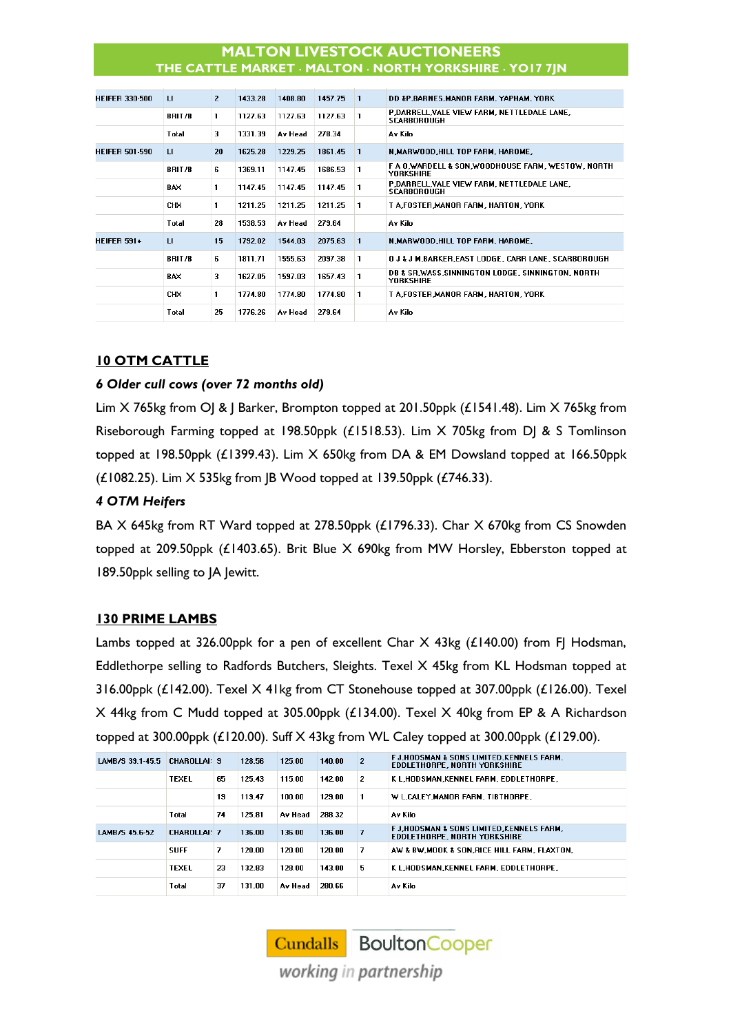MALTON LIVESTOCK AUCTIONEERS
THE CATTLE MARKET · MALTON · NORTH YORKSHIRE · YO17 7JN

| | | | | | | | |
|---|---|---|---|---|---|---|---|
| HEIFER 330-500 | LI | 2 | 1433.28 | 1408.80 | 1457.75 | 1 | DD &P.BARNES,MANOR FARM, YAPHAM, YORK |
| | BRIT/B | 1 | 1127.63 | 1127.63 | 1127.63 | 1 | P,DARRELL,VALE VIEW FARM, NETTLEDALE LANE, SCARBOROUGH |
| | Total | 3 | 1331.39 | Av Head | 278.34 | | Av Kilo |
| HEIFER 501-590 | LI | 20 | 1625.28 | 1229.25 | 1861.45 | 1 | N,MARWOOD,HILL TOP FARM, HAROME, |
| | BRIT/B | 6 | 1369.11 | 1147.45 | 1686.53 | 1 | F A 0,WARDELL & SON,WOODHOUSE FARM, WESTOW, NORTH YORKSHIRE |
| | BAX | 1 | 1147.45 | 1147.45 | 1147.45 | 1 | P,DARRELL,VALE VIEW FARM, NETTLEDALE LANE, SCARBOROUGH |
| | CHX | 1 | 1211.25 | 1211.25 | 1211.25 | 1 | T A,FOSTER,MANOR FARM, HARTON, YORK |
| | Total | 28 | 1538.53 | Av Head | 279.64 | | Av Kilo |
| HEIFER 591+ | LI | 15 | 1792.02 | 1544.03 | 2075.63 | 1 | N,MARWOOD,HILL TOP FARM, HAROME, |
| | BRIT/B | 6 | 1811.71 | 1555.63 | 2097.38 | 1 | O J & J M,BARKER,EAST LODGE, CARR LANE, SCARBOROUGH |
| | BAX | 3 | 1627.05 | 1597.03 | 1657.43 | 1 | DB & SR,WASS,SINNINGTON LODGE, SINNINGTON, NORTH YORKSHIRE |
| | CHX | 1 | 1774.80 | 1774.80 | 1774.80 | 1 | T A,FOSTER,MANOR FARM, HARTON, YORK |
| | Total | 25 | 1776.26 | Av Head | 279.64 | | Av Kilo |

## 10 OTM CATTLE

*6 Older cull cows (over 72 months old)*

Lim X 765kg from OJ & J Barker, Brompton topped at 201.50ppk (£1541.48). Lim X 765kg from Riseborough Farming topped at 198.50ppk (£1518.53). Lim X 705kg from DJ & S Tomlinson topped at 198.50ppk (£1399.43). Lim X 650kg from DA & EM Dowsland topped at 166.50ppk (£1082.25). Lim X 535kg from JB Wood topped at 139.50ppk (£746.33).

*4 OTM Heifers*

BA X 645kg from RT Ward topped at 278.50ppk (£1796.33). Char X 670kg from CS Snowden topped at 209.50ppk (£1403.65). Brit Blue X 690kg from MW Horsley, Ebberston topped at 189.50ppk selling to JA Jewitt.

## 130 PRIME LAMBS

Lambs topped at 326.00ppk for a pen of excellent Char X 43kg (£140.00) from FJ Hodsman, Eddlethorpe selling to Radfords Butchers, Sleights. Texel X 45kg from KL Hodsman topped at 316.00ppk (£142.00). Texel X 41kg from CT Stonehouse topped at 307.00ppk (£126.00). Texel X 44kg from C Mudd topped at 305.00ppk (£134.00). Texel X 40kg from EP & A Richardson topped at 300.00ppk (£120.00). Suff X 43kg from WL Caley topped at 300.00ppk (£129.00).

| | | | | | | | |
|---|---|---|---|---|---|---|---|
| LAMB/S 39.1-45.5 | CHAROLLAI: | 9 | 128.56 | 125.00 | 140.00 | 2 | F J,HODSMAN & SONS LIMITED,KENNELS FARM, EDDLETHORPE, NORTH YORKSHIRE |
| | TEXEL | 65 | 125.43 | 115.00 | 142.00 | 2 | K L,HODSMAN,KENNEL FARM, EDDLETHORPE, |
| | | 19 | 119.47 | 100.00 | 129.00 | 1 | W L,CALEY,MANOR FARM, TIBTHORPE, |
| | Total | 74 | 125.81 | Av Head | 288.32 | | Av Kilo |
| LAMB/S 45.6-52 | CHAROLLAI: | 7 | 136.00 | 136.00 | 136.00 | 7 | F J,HODSMAN & SONS LIMITED,KENNELS FARM, EDDLETHORPE, NORTH YORKSHIRE |
| | SUFF | 7 | 120.00 | 120.00 | 120.00 | 7 | AW & BW,MOOK & SON,RICE HILL FARM, FLAXTON, |
| | TEXEL | 23 | 132.83 | 128.00 | 143.00 | 5 | K L,HODSMAN,KENNEL FARM, EDDLETHORPE, |
| | Total | 37 | 131.00 | Av Head | 280.66 | | Av Kilo |

Cundalls BoultonCooper
working in partnership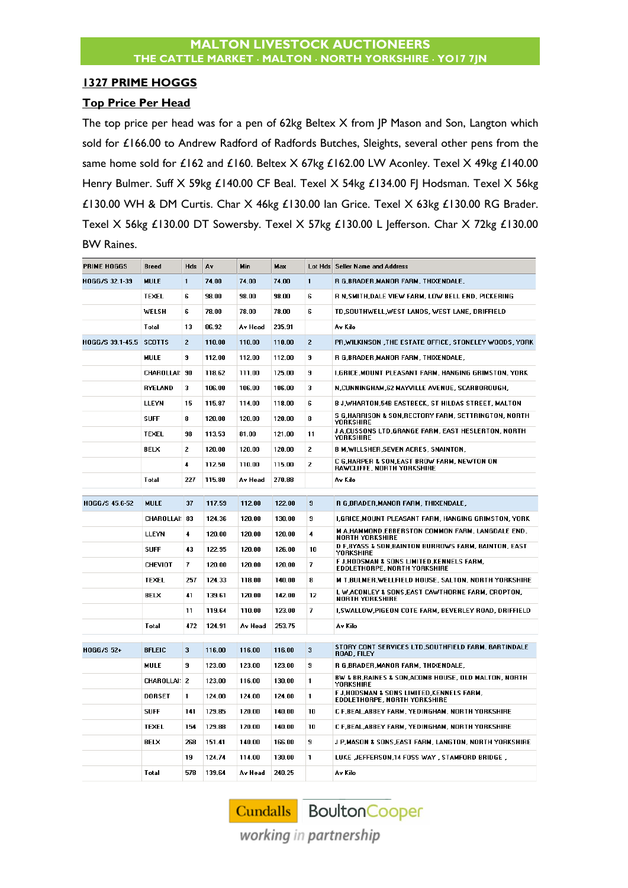**MALTON LIVESTOCK AUCTIONEERS**
**THE CATTLE MARKET · MALTON · NORTH YORKSHIRE · YO17 7JN**

## 1327 PRIME HOGGS

### Top Price Per Head

The top price per head was for a pen of 62kg Beltex X from JP Mason and Son, Langton which sold for £166.00 to Andrew Radford of Radfords Butches, Sleights, several other pens from the same home sold for £162 and £160. Beltex X 67kg £162.00 LW Aconley. Texel X 49kg £140.00 Henry Bulmer. Suff X 59kg £140.00 CF Beal. Texel X 54kg £134.00 FJ Hodsman. Texel X 56kg £130.00 WH & DM Curtis. Char X 46kg £130.00 Ian Grice. Texel X 63kg £130.00 RG Brader. Texel X 56kg £130.00 DT Sowersby. Texel X 57kg £130.00 L Jefferson. Char X 72kg £130.00 BW Raines.

| PRIME HOGGS | Breed | Hds | Av | Min | Max | Lot Hds | Seller Name and Address |
|---|---|---|---|---|---|---|---|
| HOGG/S 32.1-39 | MULE | 1 | 74.00 | 74.00 | 74.00 | 1 | R G.BRADER,MANOR FARM, THIXENDALE, |
| | TEXEL | 6 | 98.00 | 98.00 | 98.00 | 6 | R N.SMITH,DALE VIEW FARM, LOW BELL END, PICKERING |
| | WELSH | 6 | 78.00 | 78.00 | 78.00 | 6 | TD.SOUTHWELL,WEST LANDS, WEST LANE, DRIFFIELD |
| | Total | 13 | 86.92 | Av Head | 235.91 | | Av Kilo |
| HOGG/S 39.1-45.5 | SCOTTS | 2 | 110.00 | 110.00 | 110.00 | 2 | PR.WILKINSON ,THE ESTATE OFFICE, STONELEY WOODS, YORK |
| | MULE | 9 | 112.00 | 112.00 | 112.00 | 9 | R G.BRADER,MANOR FARM, THIXENDALE, |
| | CHAROLLAI: | 90 | 118.62 | 111.00 | 125.00 | 9 | I.GRICE,MOUNT PLEASANT FARM, HANGING GRIMSTON, YORK |
| | RYELAND | 3 | 106.00 | 106.00 | 106.00 | 3 | N.CUNNINGHAM,62 MAYVILLE AVENUE, SCARBOROUGH, |
| | LLEYN | 15 | 115.87 | 114.00 | 118.00 | 6 | B J.WHARTON,54B EASTBECK, ST HILDAS STREET, MALTON |
| | SUFF | 8 | 120.00 | 120.00 | 120.00 | 8 | S G.HARRISON & SON,RECTORY FARM, SETTRINGTON, NORTH YORKSHIRE |
| | TEXEL | 98 | 113.53 | 81.00 | 121.00 | 11 | J A.CUSSONS LTD,GRANGE FARM, EAST HESLERTON, NORTH YORKSHIRE |
| | BELX | 2 | 120.00 | 120.00 | 120.00 | 2 | B M.WILLSHER,SEVEN ACRES, SNAINTON, |
| | | 4 | 112.50 | 110.00 | 115.00 | 2 | C G.HARPER & SON,EAST BROW FARM, NEWTON ON RAWCLIFFE, NORTH YORKSHIRE |
| | Total | 227 | 115.80 | Av Head | 270.88 | | Av Kilo |
| HOGG/S 45.6-52 | MULE | 37 | 117.59 | 112.00 | 122.00 | 9 | R G.BRADER,MANOR FARM, THIXENDALE, |
| | CHAROLLAI: | 83 | 124.36 | 120.00 | 130.00 | 9 | I.GRICE,MOUNT PLEASANT FARM, HANGING GRIMSTON, YORK |
| | LLEYN | 4 | 120.00 | 120.00 | 120.00 | 4 | M A.HAMMOND,EBBERSTON COMMON FARM, LANGDALE END, NORTH YORKSHIRE |
| | SUFF | 43 | 122.95 | 120.00 | 126.00 | 10 | D E.BYASS & SON,BAINTON BURROWS FARM, BAINTON, EAST YORKSHIRE |
| | CHEVIOT | 7 | 120.00 | 120.00 | 120.00 | 7 | F J.HODSMAN & SONS LIMITED,KENNELS FARM, EDDLETHORPE, NORTH YORKSHIRE |
| | TEXEL | 257 | 124.33 | 118.00 | 140.00 | 8 | M T.BULMER,WELLFIELD HOUSE, SALTON, NORTH YORKSHIRE |
| | BELX | 41 | 139.61 | 120.00 | 142.00 | 12 | L W.ACONLEY & SONS,EAST CAWTHORNE FARM, CROPTON, NORTH YORKSHIRE |
| | | 11 | 119.64 | 110.00 | 123.00 | 7 | I.SWALLOW,PIGEON COTE FARM, BEVERLEY ROAD, DRIFFIELD |
| | Total | 472 | 124.91 | Av Head | 253.75 | | Av Kilo |
| HOGG/S 52+ | BFLEIC | 3 | 116.00 | 116.00 | 116.00 | 3 | STORY CONT SERVICES LTD,SOUTHFIELD FARM, BARTINDALE ROAD, FILEY |
| | MULE | 9 | 123.00 | 123.00 | 123.00 | 9 | R G.BRADER,MANOR FARM, THIXENDALE, |
| | CHAROLLAI: | 2 | 123.00 | 116.00 | 130.00 | 1 | BW & BR.RAINES & SON,ACOMB HOUSE, OLD MALTON, NORTH YORKSHIRE |
| | DORSET | 1 | 124.00 | 124.00 | 124.00 | 1 | F J.HODSMAN & SONS LIMITED,KENNELS FARM, EDDLETHORPE, NORTH YORKSHIRE |
| | SUFF | 141 | 129.85 | 120.00 | 140.00 | 10 | C F.BEAL,ABBEY FARM, YEDINGHAM, NORTH YORKSHIRE |
| | TEXEL | 154 | 129.88 | 120.00 | 140.00 | 10 | C F.BEAL,ABBEY FARM, YEDINGHAM, NORTH YORKSHIRE |
| | BELX | 268 | 151.41 | 140.00 | 166.00 | 9 | J P.MASON & SONS,EAST FARM, LANGTON, NORTH YORKSHIRE |
| | | 19 | 124.74 | 114.00 | 130.00 | 1 | LUKE .JEFFERSON,14 FOSS WAY , STAMFORD BRIDGE , |
| | Total | 578 | 139.64 | Av Head | 240.25 | | Av Kilo |

Cundalls BoultonCooper
*working in partnership*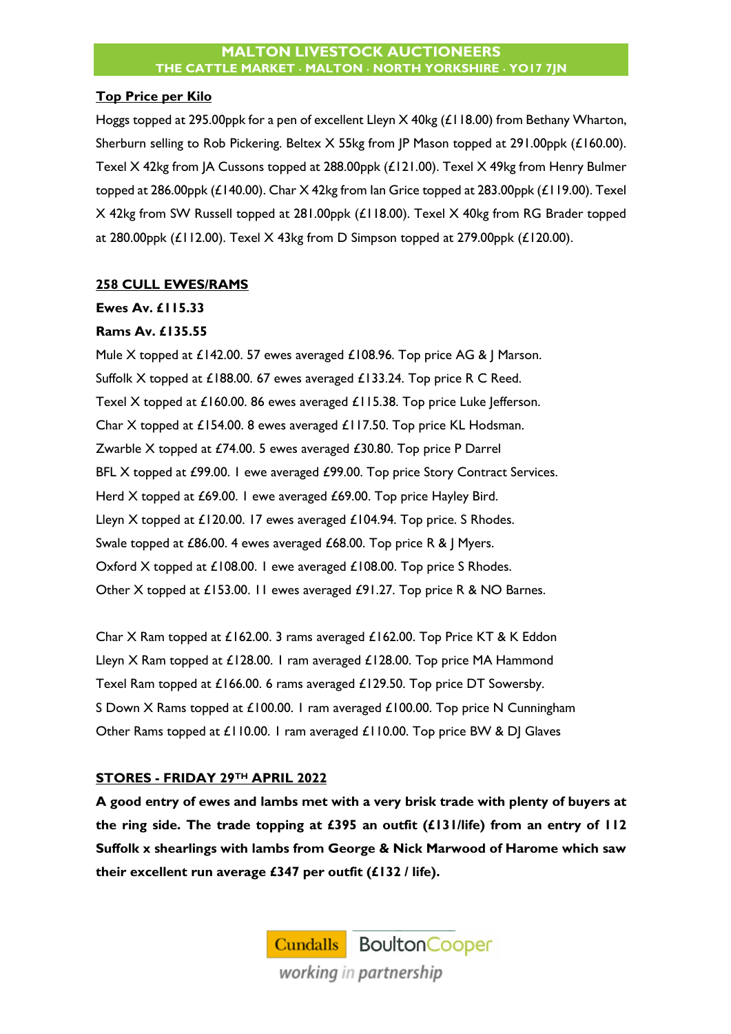**Top Price per Kilo**

Hoggs topped at 295.00ppk for a pen of excellent Lleyn X 40kg (£118.00) from Bethany Wharton, Sherburn selling to Rob Pickering. Beltex X 55kg from JP Mason topped at 291.00ppk (£160.00). Texel X 42kg from JA Cussons topped at 288.00ppk (£121.00). Texel X 49kg from Henry Bulmer topped at 286.00ppk (£140.00). Char X 42kg from Ian Grice topped at 283.00ppk (£119.00). Texel X 42kg from SW Russell topped at 281.00ppk (£118.00). Texel X 40kg from RG Brader topped at 280.00ppk (£112.00). Texel X 43kg from D Simpson topped at 279.00ppk (£120.00).

**258 CULL EWES/RAMS**

**Ewes Av. £115.33**

**Rams Av. £135.55**

Mule X topped at £142.00. 57 ewes averaged £108.96. Top price AG & J Marson.
Suffolk X topped at £188.00. 67 ewes averaged £133.24. Top price R C Reed.
Texel X topped at £160.00. 86 ewes averaged £115.38. Top price Luke Jefferson.
Char X topped at £154.00. 8 ewes averaged £117.50. Top price KL Hodsman.
Zwarble X topped at £74.00. 5 ewes averaged £30.80. Top price P Darrel
BFL X topped at £99.00. 1 ewe averaged £99.00. Top price Story Contract Services.
Herd X topped at £69.00. 1 ewe averaged £69.00. Top price Hayley Bird.
Lleyn X topped at £120.00. 17 ewes averaged £104.94. Top price. S Rhodes.
Swale topped at £86.00. 4 ewes averaged £68.00. Top price R & J Myers.
Oxford X topped at £108.00. 1 ewe averaged £108.00. Top price S Rhodes.
Other X topped at £153.00. 11 ewes averaged £91.27. Top price R & NO Barnes.

Char X Ram topped at £162.00. 3 rams averaged £162.00. Top Price KT & K Eddon
Lleyn X Ram topped at £128.00. 1 ram averaged £128.00. Top price MA Hammond
Texel Ram topped at £166.00. 6 rams averaged £129.50. Top price DT Sowersby.
S Down X Rams topped at £100.00. 1 ram averaged £100.00. Top price N Cunningham
Other Rams topped at £110.00. 1 ram averaged £110.00. Top price BW & DJ Glaves

**STORES - FRIDAY 29TH APRIL 2022**

**A good entry of ewes and lambs met with a very brisk trade with plenty of buyers at the ring side. The trade topping at £395 an outfit (£131/life) from an entry of 112 Suffolk x shearlings with lambs from George & Nick Marwood of Harome which saw their excellent run average £347 per outfit (£132 / life).**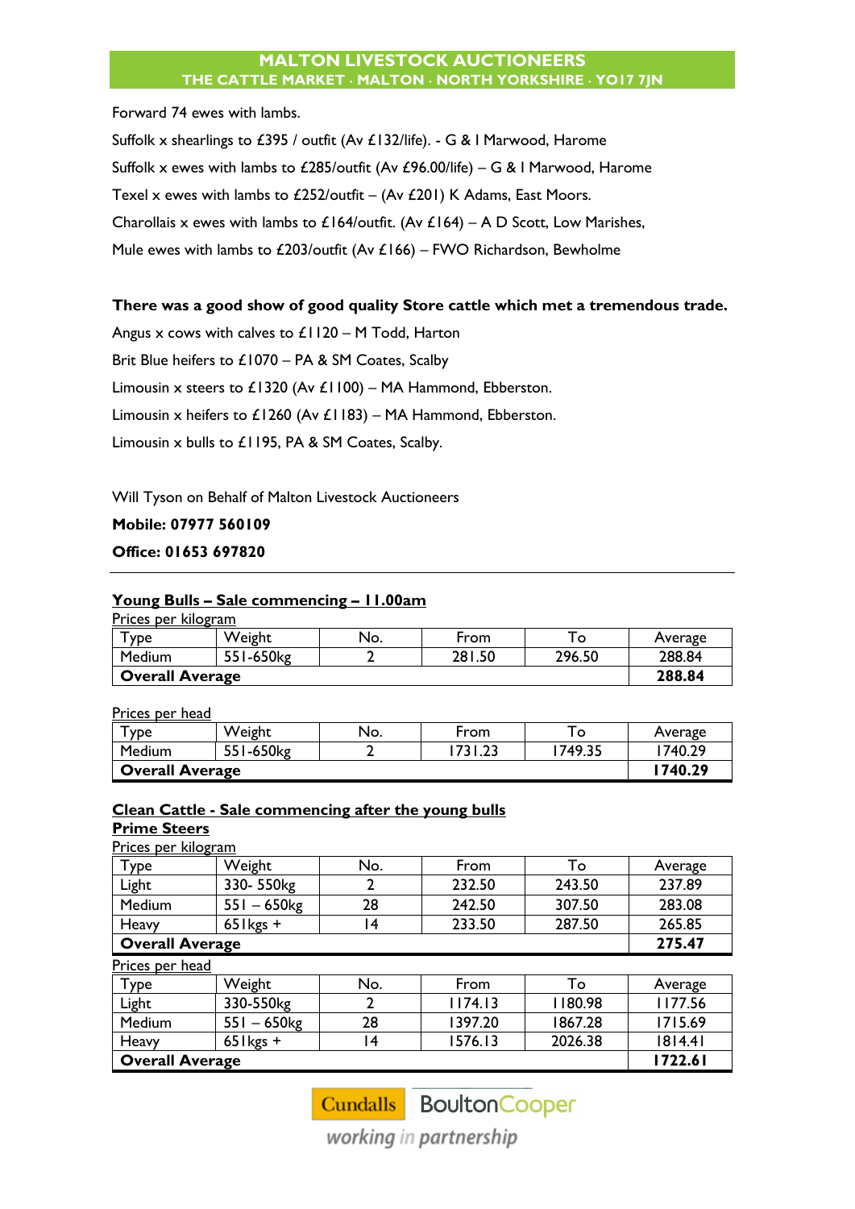Forward 74 ewes with lambs.

Suffolk x shearlings to £395 / outfit (Av £132/life). - G & I Marwood, Harome

Suffolk x ewes with lambs to £285/outfit (Av £96.00/life) – G & I Marwood, Harome

Texel x ewes with lambs to £252/outfit – (Av £201) K Adams, East Moors.

Charollais x ewes with lambs to £164/outfit. (Av £164) – A D Scott, Low Marishes,

Mule ewes with lambs to £203/outfit (Av £166) – FWO Richardson, Bewholme

**There was a good show of good quality Store cattle which met a tremendous trade.**

Angus x cows with calves to £1120 – M Todd, Harton

Brit Blue heifers to £1070 – PA & SM Coates, Scalby

Limousin x steers to £1320 (Av £1100) – MA Hammond, Ebberston.

Limousin x heifers to £1260 (Av £1183) – MA Hammond, Ebberston.

Limousin x bulls to £1195, PA & SM Coates, Scalby.

Will Tyson on Behalf of Malton Livestock Auctioneers

**Mobile: 07977 560109**

**Office: 01653 697820**

---

## Young Bulls – Sale commencing – 11.00am

Prices per kilogram

| Type | Weight | No. | From | To | Average |
|---|---|---|---|---|---|
| Medium | 551-650kg | 2 | 281.50 | 296.50 | 288.84 |
| **Overall Average** | | | | | **288.84** |

Prices per head

| Type | Weight | No. | From | To | Average |
|---|---|---|---|---|---|
| Medium | 551-650kg | 2 | 1731.23 | 1749.35 | 1740.29 |
| **Overall Average** | | | | | **1740.29** |

## Clean Cattle - Sale commencing after the young bulls

### Prime Steers

Prices per kilogram

| Type | Weight | No. | From | To | Average |
|---|---|---|---|---|---|
| Light | 330- 550kg | 2 | 232.50 | 243.50 | 237.89 |
| Medium | 551 – 650kg | 28 | 242.50 | 307.50 | 283.08 |
| Heavy | 651kgs + | 14 | 233.50 | 287.50 | 265.85 |
| **Overall Average** | | | | | **275.47** |

Prices per head

| Type | Weight | No. | From | To | Average |
|---|---|---|---|---|---|
| Light | 330-550kg | 2 | 1174.13 | 1180.98 | 1177.56 |
| Medium | 551 – 650kg | 28 | 1397.20 | 1867.28 | 1715.69 |
| Heavy | 651kgs + | 14 | 1576.13 | 2026.38 | 1814.41 |
| **Overall Average** | | | | | **1722.61** |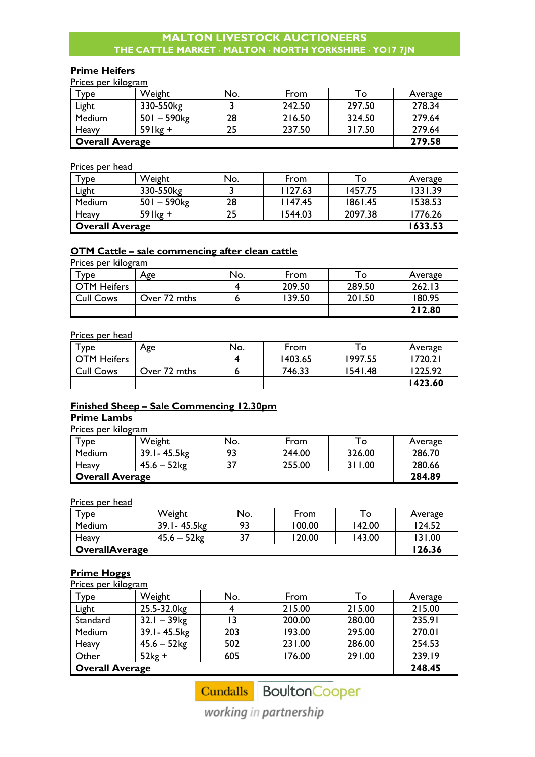# MALTON LIVESTOCK AUCTIONEERS
THE CATTLE MARKET · MALTON · NORTH YORKSHIRE · YO17 7JN

## Prime Heifers

Prices per kilogram

| Type | Weight | No. | From | To | Average |
|---|---|---|---|---|---|
| Light | 330-550kg | 3 | 242.50 | 297.50 | 278.34 |
| Medium | 501 – 590kg | 28 | 216.50 | 324.50 | 279.64 |
| Heavy | 591kg + | 25 | 237.50 | 317.50 | 279.64 |
| **Overall Average** | | | | | **279.58** |

Prices per head

| Type | Weight | No. | From | To | Average |
|---|---|---|---|---|---|
| Light | 330-550kg | 3 | 1127.63 | 1457.75 | 1331.39 |
| Medium | 501 – 590kg | 28 | 1147.45 | 1861.45 | 1538.53 |
| Heavy | 591kg + | 25 | 1544.03 | 2097.38 | 1776.26 |
| **Overall Average** | | | | | **1633.53** |

## OTM Cattle – sale commencing after clean cattle

Prices per kilogram

| Type | Age | No. | From | To | Average |
|---|---|---|---|---|---|
| OTM Heifers | | 4 | 209.50 | 289.50 | 262.13 |
| Cull Cows | Over 72 mths | 6 | 139.50 | 201.50 | 180.95 |
| | | | | | **212.80** |

Prices per head

| Type | Age | No. | From | To | Average |
|---|---|---|---|---|---|
| OTM Heifers | | 4 | 1403.65 | 1997.55 | 1720.21 |
| Cull Cows | Over 72 mths | 6 | 746.33 | 1541.48 | 1225.92 |
| | | | | | **1423.60** |

## Finished Sheep – Sale Commencing 12.30pm

### Prime Lambs

Prices per kilogram

| Type | Weight | No. | From | To | Average |
|---|---|---|---|---|---|
| Medium | 39.1- 45.5kg | 93 | 244.00 | 326.00 | 286.70 |
| Heavy | 45.6 – 52kg | 37 | 255.00 | 311.00 | 280.66 |
| **Overall Average** | | | | | **284.89** |

Prices per head

| Type | Weight | No. | From | To | Average |
|---|---|---|---|---|---|
| Medium | 39.1- 45.5kg | 93 | 100.00 | 142.00 | 124.52 |
| Heavy | 45.6 – 52kg | 37 | 120.00 | 143.00 | 131.00 |
| **OverallAverage** | | | | | **126.36** |

### Prime Hoggs

Prices per kilogram

| Type | Weight | No. | From | To | Average |
|---|---|---|---|---|---|
| Light | 25.5-32.0kg | 4 | 215.00 | 215.00 | 215.00 |
| Standard | 32.1 – 39kg | 13 | 200.00 | 280.00 | 235.91 |
| Medium | 39.1- 45.5kg | 203 | 193.00 | 295.00 | 270.01 |
| Heavy | 45.6 – 52kg | 502 | 231.00 | 286.00 | 254.53 |
| Other | 52kg + | 605 | 176.00 | 291.00 | 239.19 |
| **Overall Average** | | | | | **248.45** |

Cundalls BoultonCooper
*working in partnership*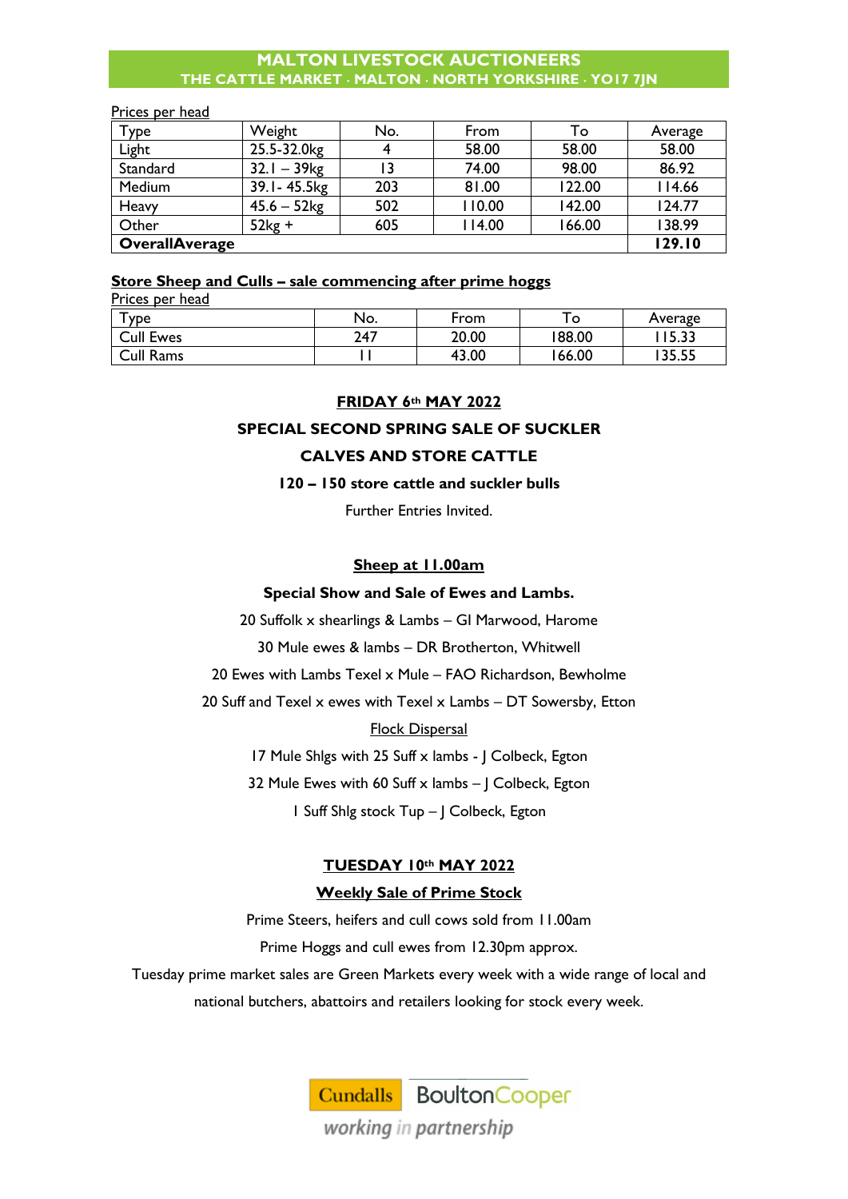Prices per head

| Type | Weight | No. | From | To | Average |
|---|---|---|---|---|---|
| Light | 25.5-32.0kg | 4 | 58.00 | 58.00 | 58.00 |
| Standard | 32.1 – 39kg | 13 | 74.00 | 98.00 | 86.92 |
| Medium | 39.1- 45.5kg | 203 | 81.00 | 122.00 | 114.66 |
| Heavy | 45.6 – 52kg | 502 | 110.00 | 142.00 | 124.77 |
| Other | 52kg + | 605 | 114.00 | 166.00 | 138.99 |
| **OverallAverage** | | | | | **129.10** |

**Store Sheep and Culls – sale commencing after prime hoggs**

Prices per head

| Type | No. | From | To | Average |
|---|---|---|---|---|
| Cull Ewes | 247 | 20.00 | 188.00 | 115.33 |
| Cull Rams | 11 | 43.00 | 166.00 | 135.55 |

## FRIDAY 6th MAY 2022

**SPECIAL SECOND SPRING SALE OF SUCKLER CALVES AND STORE CATTLE**

**120 – 150 store cattle and suckler bulls**

Further Entries Invited.

**Sheep at 11.00am**

**Special Show and Sale of Ewes and Lambs.**

20 Suffolk x shearlings & Lambs – GI Marwood, Harome

30 Mule ewes & lambs – DR Brotherton, Whitwell

20 Ewes with Lambs Texel x Mule – FAO Richardson, Bewholme

20 Suff and Texel x ewes with Texel x Lambs – DT Sowersby, Etton

Flock Dispersal

17 Mule Shlgs with 25 Suff x lambs - J Colbeck, Egton

32 Mule Ewes with 60 Suff x lambs – J Colbeck, Egton

1 Suff Shlg stock Tup – J Colbeck, Egton

## TUESDAY 10th MAY 2022

**Weekly Sale of Prime Stock**

Prime Steers, heifers and cull cows sold from 11.00am

Prime Hoggs and cull ewes from 12.30pm approx.

Tuesday prime market sales are Green Markets every week with a wide range of local and national butchers, abattoirs and retailers looking for stock every week.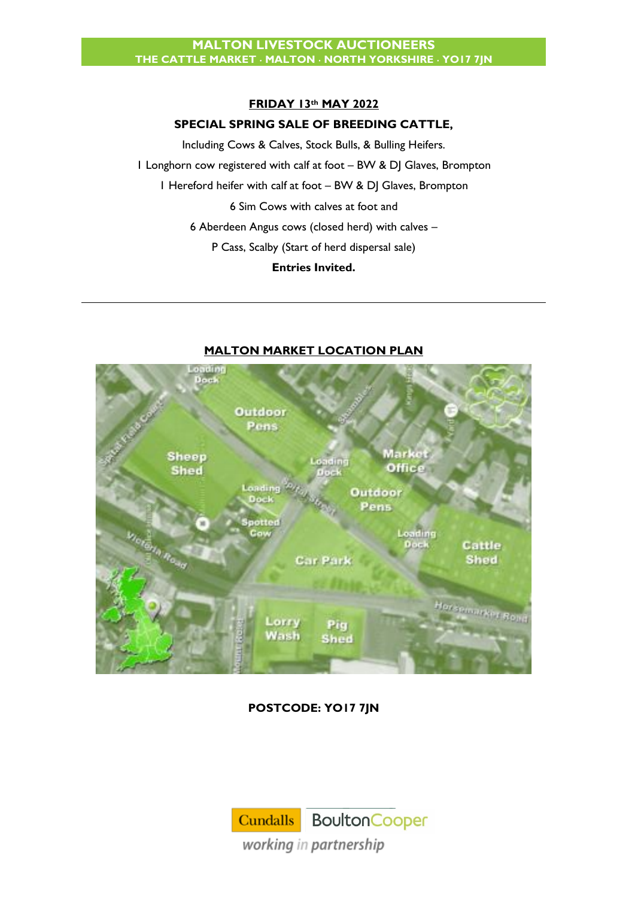**FRIDAY 13th MAY 2022**

**SPECIAL SPRING SALE OF BREEDING CATTLE,**

Including Cows & Calves, Stock Bulls, & Bulling Heifers.

1 Longhorn cow registered with calf at foot – BW & DJ Glaves, Brompton

1 Hereford heifer with calf at foot – BW & DJ Glaves, Brompton

6 Sim Cows with calves at foot and

6 Aberdeen Angus cows (closed herd) with calves –

P Cass, Scalby (Start of herd dispersal sale)

**Entries Invited.**

---

## MALTON MARKET LOCATION PLAN

Loading Dock
Outdoor Pens
Sheep Shed
Spital Field Court
Shambles
Kings Head
Yard
Market Office
Loading Dock
Loading Dock
Spital Street
Outdoor Pens
Spotted Cow
Victoria Road
Loading Dock
Cattle Shed
Car Park
Horsemarket Road
Lorry Wash
Pig Shed

**POSTCODE: YO17 7JN**